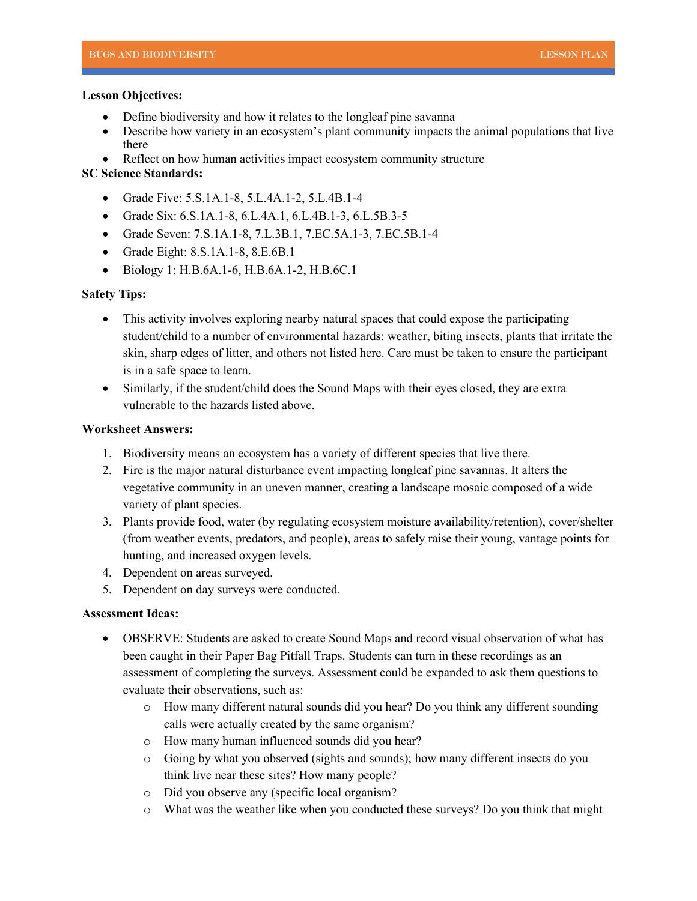**Lesson Objectives:**

- Define biodiversity and how it relates to the longleaf pine savanna
- Describe how variety in an ecosystem's plant community impacts the animal populations that live there
- Reflect on how human activities impact ecosystem community structure

**SC Science Standards:**

- Grade Five: 5.S.1A.1-8, 5.L.4A.1-2, 5.L.4B.1-4
- Grade Six: 6.S.1A.1-8, 6.L.4A.1, 6.L.4B.1-3, 6.L.5B.3-5
- Grade Seven: 7.S.1A.1-8, 7.L.3B.1, 7.EC.5A.1-3, 7.EC.5B.1-4
- Grade Eight: 8.S.1A.1-8, 8.E.6B.1
- Biology 1: H.B.6A.1-6, H.B.6A.1-2, H.B.6C.1

**Safety Tips:**

- This activity involves exploring nearby natural spaces that could expose the participating student/child to a number of environmental hazards: weather, biting insects, plants that irritate the skin, sharp edges of litter, and others not listed here. Care must be taken to ensure the participant is in a safe space to learn.
- Similarly, if the student/child does the Sound Maps with their eyes closed, they are extra vulnerable to the hazards listed above.

**Worksheet Answers:**

1. Biodiversity means an ecosystem has a variety of different species that live there.
2. Fire is the major natural disturbance event impacting longleaf pine savannas. It alters the vegetative community in an uneven manner, creating a landscape mosaic composed of a wide variety of plant species.
3. Plants provide food, water (by regulating ecosystem moisture availability/retention), cover/shelter (from weather events, predators, and people), areas to safely raise their young, vantage points for hunting, and increased oxygen levels.
4. Dependent on areas surveyed.
5. Dependent on day surveys were conducted.

**Assessment Ideas:**

- OBSERVE: Students are asked to create Sound Maps and record visual observation of what has been caught in their Paper Bag Pitfall Traps. Students can turn in these recordings as an assessment of completing the surveys. Assessment could be expanded to ask them questions to evaluate their observations, such as:
  - How many different natural sounds did you hear? Do you think any different sounding calls were actually created by the same organism?
  - How many human influenced sounds did you hear?
  - Going by what you observed (sights and sounds); how many different insects do you think live near these sites? How many people?
  - Did you observe any (specific local organism?
  - What was the weather like when you conducted these surveys? Do you think that might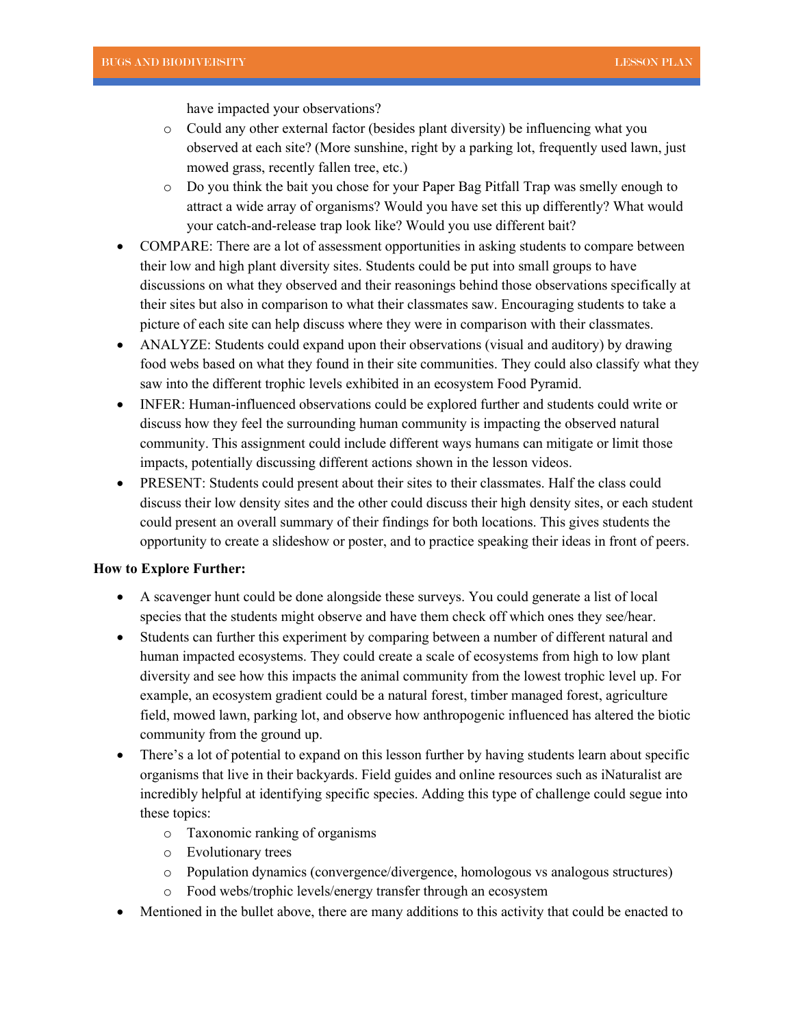have impacted your observations?
    - Could any other external factor (besides plant diversity) be influencing what you observed at each site? (More sunshine, right by a parking lot, frequently used lawn, just mowed grass, recently fallen tree, etc.)
    - Do you think the bait you chose for your Paper Bag Pitfall Trap was smelly enough to attract a wide array of organisms? Would you have set this up differently? What would your catch-and-release trap look like? Would you use different bait?
- COMPARE: There are a lot of assessment opportunities in asking students to compare between their low and high plant diversity sites. Students could be put into small groups to have discussions on what they observed and their reasonings behind those observations specifically at their sites but also in comparison to what their classmates saw. Encouraging students to take a picture of each site can help discuss where they were in comparison with their classmates.
- ANALYZE: Students could expand upon their observations (visual and auditory) by drawing food webs based on what they found in their site communities. They could also classify what they saw into the different trophic levels exhibited in an ecosystem Food Pyramid.
- INFER: Human-influenced observations could be explored further and students could write or discuss how they feel the surrounding human community is impacting the observed natural community. This assignment could include different ways humans can mitigate or limit those impacts, potentially discussing different actions shown in the lesson videos.
- PRESENT: Students could present about their sites to their classmates. Half the class could discuss their low density sites and the other could discuss their high density sites, or each student could present an overall summary of their findings for both locations. This gives students the opportunity to create a slideshow or poster, and to practice speaking their ideas in front of peers.

**How to Explore Further:**

- A scavenger hunt could be done alongside these surveys. You could generate a list of local species that the students might observe and have them check off which ones they see/hear.
- Students can further this experiment by comparing between a number of different natural and human impacted ecosystems. They could create a scale of ecosystems from high to low plant diversity and see how this impacts the animal community from the lowest trophic level up. For example, an ecosystem gradient could be a natural forest, timber managed forest, agriculture field, mowed lawn, parking lot, and observe how anthropogenic influenced has altered the biotic community from the ground up.
- There's a lot of potential to expand on this lesson further by having students learn about specific organisms that live in their backyards. Field guides and online resources such as iNaturalist are incredibly helpful at identifying specific species. Adding this type of challenge could segue into these topics:
    - Taxonomic ranking of organisms
    - Evolutionary trees
    - Population dynamics (convergence/divergence, homologous vs analogous structures)
    - Food webs/trophic levels/energy transfer through an ecosystem
- Mentioned in the bullet above, there are many additions to this activity that could be enacted to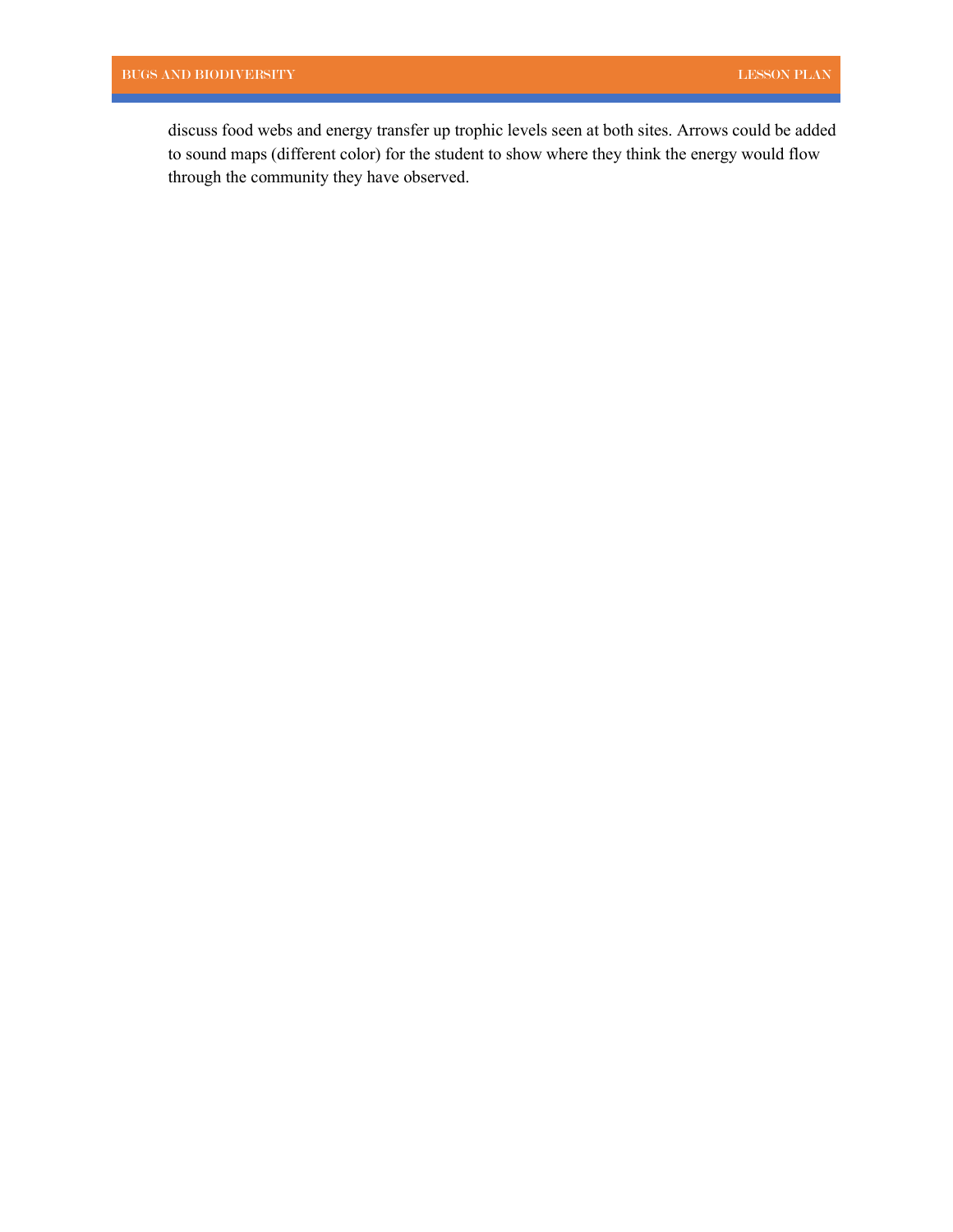discuss food webs and energy transfer up trophic levels seen at both sites. Arrows could be added to sound maps (different color) for the student to show where they think the energy would flow through the community they have observed.